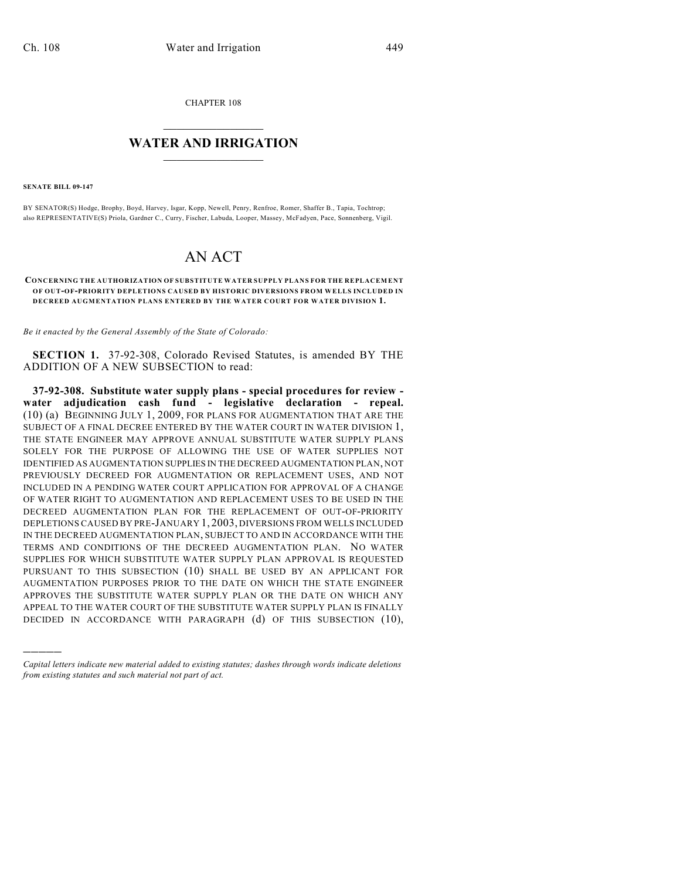CHAPTER 108

# WATER AND IRRIGATION

**SENATE BILL 09-147**

BY SENATOR(S) Hodge, Brophy, Boyd, Harvey, Isgar, Kopp, Newell, Penry, Renfroe, Romer, Shaffer B., Tapia, Tochtrop; also REPRESENTATIVE(S) Priola, Gardner C., Curry, Fischer, Labuda, Looper, Massey, McFadyen, Pace, Sonnenberg, Vigil.

# AN ACT

**CONCERNING THE AUTHORIZATION OF SUBSTITUTE WATER SUPPLY PLANS FOR THE REPLACEMENT OF OUT-OF-PRIORITY DEPLETIONS CAUSED BY HISTORIC DIVERSIONS FROM WELLS INCLUDED IN DECREED AUGMENTATION PLANS ENTERED BY THE WATER COURT FOR WATER DIVISION 1.**

*Be it enacted by the General Assembly of the State of Colorado:*

**SECTION 1.** 37-92-308, Colorado Revised Statutes, is amended BY THE ADDITION OF A NEW SUBSECTION to read:

**37-92-308. Substitute water supply plans - special procedures for review - water adjudication cash fund - legislative declaration - repeal.** (10) (a) BEGINNING JULY 1, 2009, FOR PLANS FOR AUGMENTATION THAT ARE THE SUBJECT OF A FINAL DECREE ENTERED BY THE WATER COURT IN WATER DIVISION 1, THE STATE ENGINEER MAY APPROVE ANNUAL SUBSTITUTE WATER SUPPLY PLANS SOLELY FOR THE PURPOSE OF ALLOWING THE USE OF WATER SUPPLIES NOT IDENTIFIED AS AUGMENTATION SUPPLIES IN THE DECREED AUGMENTATION PLAN, NOT PREVIOUSLY DECREED FOR AUGMENTATION OR REPLACEMENT USES, AND NOT INCLUDED IN A PENDING WATER COURT APPLICATION FOR APPROVAL OF A CHANGE OF WATER RIGHT TO AUGMENTATION AND REPLACEMENT USES TO BE USED IN THE DECREED AUGMENTATION PLAN FOR THE REPLACEMENT OF OUT-OF-PRIORITY DEPLETIONS CAUSED BY PRE-JANUARY 1, 2003, DIVERSIONS FROM WELLS INCLUDED IN THE DECREED AUGMENTATION PLAN, SUBJECT TO AND IN ACCORDANCE WITH THE TERMS AND CONDITIONS OF THE DECREED AUGMENTATION PLAN. NO WATER SUPPLIES FOR WHICH SUBSTITUTE WATER SUPPLY PLAN APPROVAL IS REQUESTED PURSUANT TO THIS SUBSECTION (10) SHALL BE USED BY AN APPLICANT FOR AUGMENTATION PURPOSES PRIOR TO THE DATE ON WHICH THE STATE ENGINEER APPROVES THE SUBSTITUTE WATER SUPPLY PLAN OR THE DATE ON WHICH ANY APPEAL TO THE WATER COURT OF THE SUBSTITUTE WATER SUPPLY PLAN IS FINALLY DECIDED IN ACCORDANCE WITH PARAGRAPH (d) OF THIS SUBSECTION (10),

*Capital letters indicate new material added to existing statutes; dashes through words indicate deletions from existing statutes and such material not part of act.*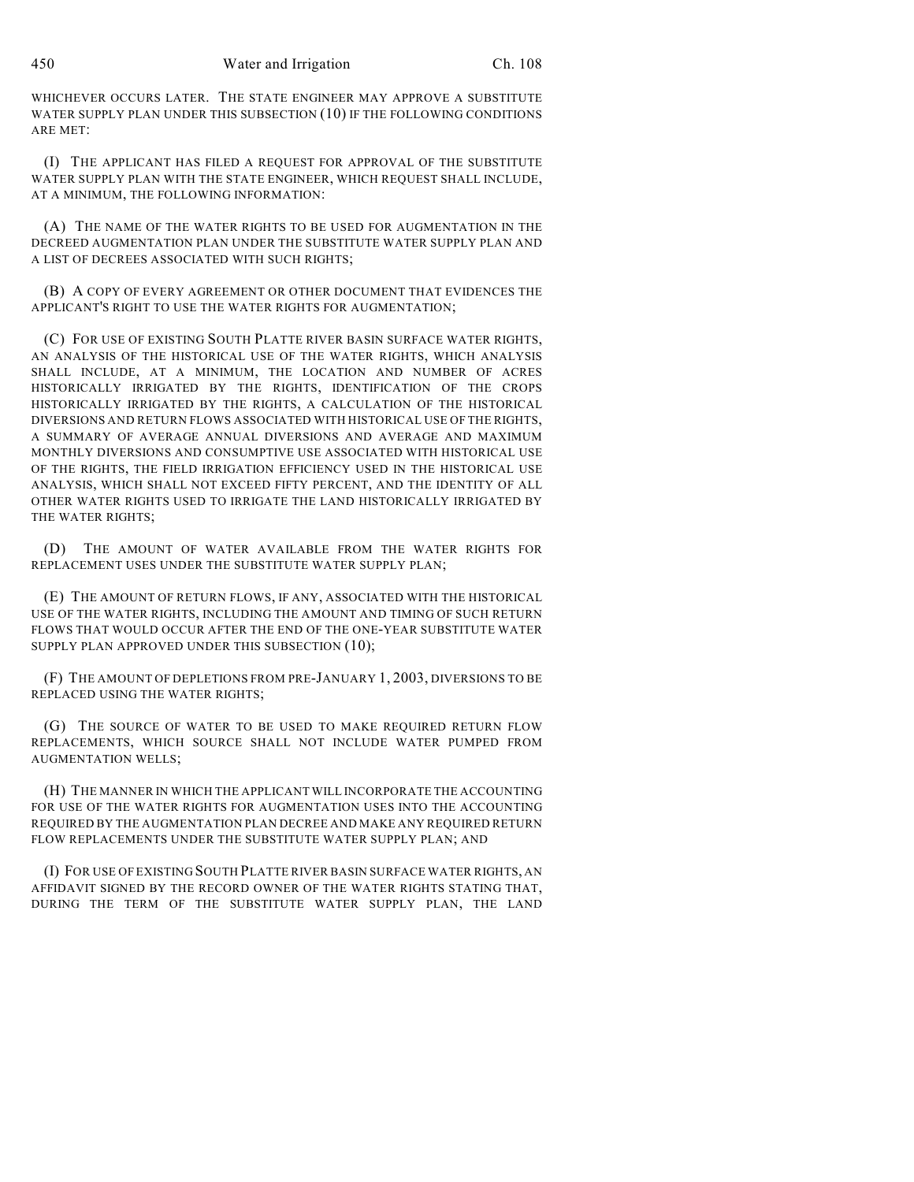WHICHEVER OCCURS LATER. THE STATE ENGINEER MAY APPROVE A SUBSTITUTE WATER SUPPLY PLAN UNDER THIS SUBSECTION (10) IF THE FOLLOWING CONDITIONS ARE MET:

(I) THE APPLICANT HAS FILED A REQUEST FOR APPROVAL OF THE SUBSTITUTE WATER SUPPLY PLAN WITH THE STATE ENGINEER, WHICH REQUEST SHALL INCLUDE, AT A MINIMUM, THE FOLLOWING INFORMATION:

(A) THE NAME OF THE WATER RIGHTS TO BE USED FOR AUGMENTATION IN THE DECREED AUGMENTATION PLAN UNDER THE SUBSTITUTE WATER SUPPLY PLAN AND A LIST OF DECREES ASSOCIATED WITH SUCH RIGHTS;

(B) A COPY OF EVERY AGREEMENT OR OTHER DOCUMENT THAT EVIDENCES THE APPLICANT'S RIGHT TO USE THE WATER RIGHTS FOR AUGMENTATION;

(C) FOR USE OF EXISTING SOUTH PLATTE RIVER BASIN SURFACE WATER RIGHTS, AN ANALYSIS OF THE HISTORICAL USE OF THE WATER RIGHTS, WHICH ANALYSIS SHALL INCLUDE, AT A MINIMUM, THE LOCATION AND NUMBER OF ACRES HISTORICALLY IRRIGATED BY THE RIGHTS, IDENTIFICATION OF THE CROPS HISTORICALLY IRRIGATED BY THE RIGHTS, A CALCULATION OF THE HISTORICAL DIVERSIONS AND RETURN FLOWS ASSOCIATED WITH HISTORICAL USE OF THE RIGHTS, A SUMMARY OF AVERAGE ANNUAL DIVERSIONS AND AVERAGE AND MAXIMUM MONTHLY DIVERSIONS AND CONSUMPTIVE USE ASSOCIATED WITH HISTORICAL USE OF THE RIGHTS, THE FIELD IRRIGATION EFFICIENCY USED IN THE HISTORICAL USE ANALYSIS, WHICH SHALL NOT EXCEED FIFTY PERCENT, AND THE IDENTITY OF ALL OTHER WATER RIGHTS USED TO IRRIGATE THE LAND HISTORICALLY IRRIGATED BY THE WATER RIGHTS;

(D) THE AMOUNT OF WATER AVAILABLE FROM THE WATER RIGHTS FOR REPLACEMENT USES UNDER THE SUBSTITUTE WATER SUPPLY PLAN;

(E) THE AMOUNT OF RETURN FLOWS, IF ANY, ASSOCIATED WITH THE HISTORICAL USE OF THE WATER RIGHTS, INCLUDING THE AMOUNT AND TIMING OF SUCH RETURN FLOWS THAT WOULD OCCUR AFTER THE END OF THE ONE-YEAR SUBSTITUTE WATER SUPPLY PLAN APPROVED UNDER THIS SUBSECTION (10);

(F) THE AMOUNT OF DEPLETIONS FROM PRE-JANUARY 1, 2003, DIVERSIONS TO BE REPLACED USING THE WATER RIGHTS;

(G) THE SOURCE OF WATER TO BE USED TO MAKE REQUIRED RETURN FLOW REPLACEMENTS, WHICH SOURCE SHALL NOT INCLUDE WATER PUMPED FROM AUGMENTATION WELLS;

(H) THE MANNER IN WHICH THE APPLICANT WILL INCORPORATE THE ACCOUNTING FOR USE OF THE WATER RIGHTS FOR AUGMENTATION USES INTO THE ACCOUNTING REQUIRED BY THE AUGMENTATION PLAN DECREE AND MAKE ANY REQUIRED RETURN FLOW REPLACEMENTS UNDER THE SUBSTITUTE WATER SUPPLY PLAN; AND

(I) FOR USE OF EXISTING SOUTH PLATTE RIVER BASIN SURFACE WATER RIGHTS, AN AFFIDAVIT SIGNED BY THE RECORD OWNER OF THE WATER RIGHTS STATING THAT, DURING THE TERM OF THE SUBSTITUTE WATER SUPPLY PLAN, THE LAND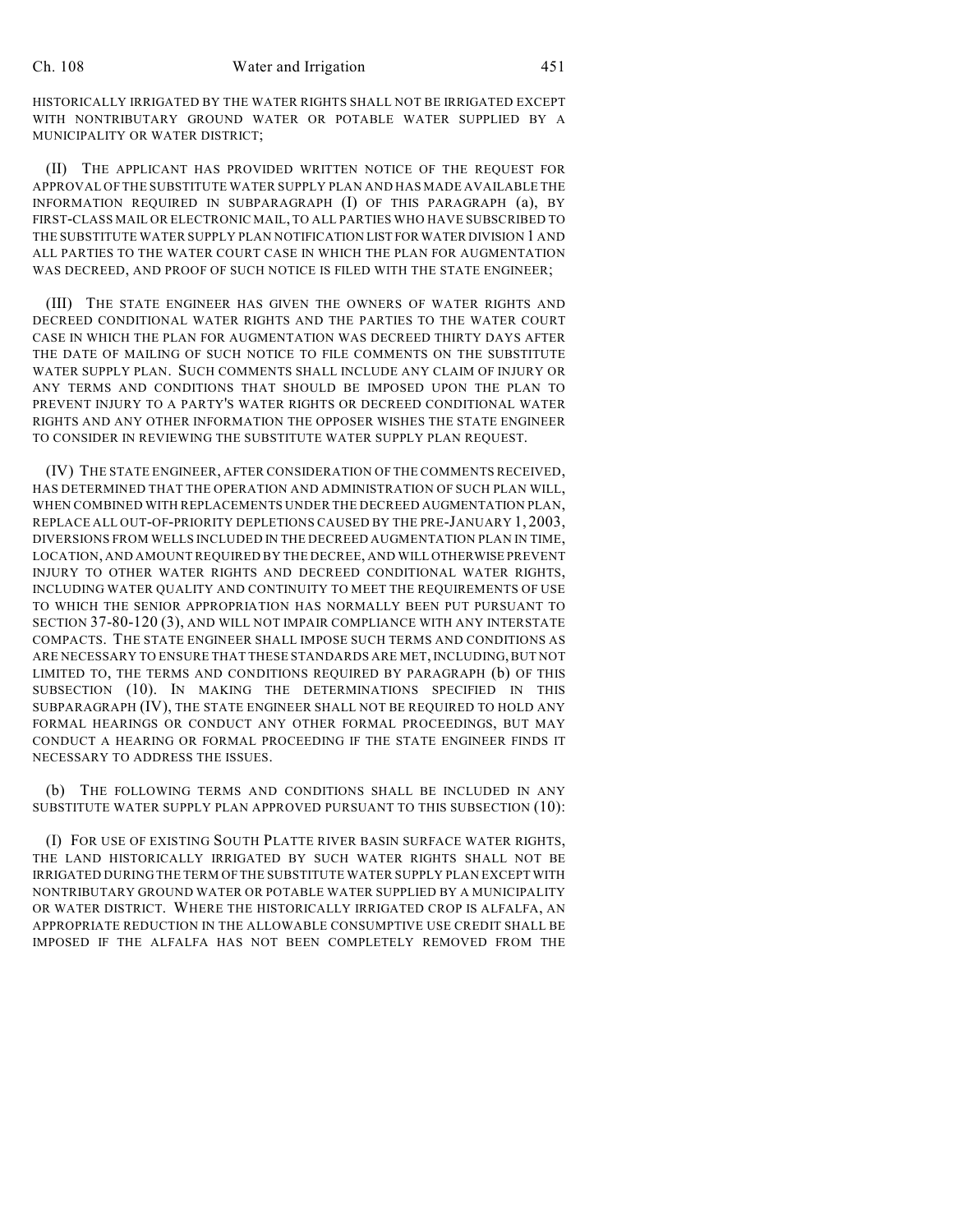HISTORICALLY IRRIGATED BY THE WATER RIGHTS SHALL NOT BE IRRIGATED EXCEPT WITH NONTRIBUTARY GROUND WATER OR POTABLE WATER SUPPLIED BY A MUNICIPALITY OR WATER DISTRICT;

(II) THE APPLICANT HAS PROVIDED WRITTEN NOTICE OF THE REQUEST FOR APPROVAL OF THE SUBSTITUTE WATER SUPPLY PLAN AND HAS MADE AVAILABLE THE INFORMATION REQUIRED IN SUBPARAGRAPH (I) OF THIS PARAGRAPH (a), BY FIRST-CLASS MAIL OR ELECTRONIC MAIL, TO ALL PARTIES WHO HAVE SUBSCRIBED TO THE SUBSTITUTE WATER SUPPLY PLAN NOTIFICATION LIST FOR WATER DIVISION 1 AND ALL PARTIES TO THE WATER COURT CASE IN WHICH THE PLAN FOR AUGMENTATION WAS DECREED, AND PROOF OF SUCH NOTICE IS FILED WITH THE STATE ENGINEER;

(III) THE STATE ENGINEER HAS GIVEN THE OWNERS OF WATER RIGHTS AND DECREED CONDITIONAL WATER RIGHTS AND THE PARTIES TO THE WATER COURT CASE IN WHICH THE PLAN FOR AUGMENTATION WAS DECREED THIRTY DAYS AFTER THE DATE OF MAILING OF SUCH NOTICE TO FILE COMMENTS ON THE SUBSTITUTE WATER SUPPLY PLAN. SUCH COMMENTS SHALL INCLUDE ANY CLAIM OF INJURY OR ANY TERMS AND CONDITIONS THAT SHOULD BE IMPOSED UPON THE PLAN TO PREVENT INJURY TO A PARTY'S WATER RIGHTS OR DECREED CONDITIONAL WATER RIGHTS AND ANY OTHER INFORMATION THE OPPOSER WISHES THE STATE ENGINEER TO CONSIDER IN REVIEWING THE SUBSTITUTE WATER SUPPLY PLAN REQUEST.

(IV) THE STATE ENGINEER, AFTER CONSIDERATION OF THE COMMENTS RECEIVED, HAS DETERMINED THAT THE OPERATION AND ADMINISTRATION OF SUCH PLAN WILL, WHEN COMBINED WITH REPLACEMENTS UNDER THE DECREED AUGMENTATION PLAN, REPLACE ALL OUT-OF-PRIORITY DEPLETIONS CAUSED BY THE PRE-JANUARY 1, 2003, DIVERSIONS FROM WELLS INCLUDED IN THE DECREED AUGMENTATION PLAN IN TIME, LOCATION, AND AMOUNT REQUIRED BY THE DECREE, AND WILL OTHERWISE PREVENT INJURY TO OTHER WATER RIGHTS AND DECREED CONDITIONAL WATER RIGHTS, INCLUDING WATER QUALITY AND CONTINUITY TO MEET THE REQUIREMENTS OF USE TO WHICH THE SENIOR APPROPRIATION HAS NORMALLY BEEN PUT PURSUANT TO SECTION 37-80-120 (3), AND WILL NOT IMPAIR COMPLIANCE WITH ANY INTERSTATE COMPACTS. THE STATE ENGINEER SHALL IMPOSE SUCH TERMS AND CONDITIONS AS ARE NECESSARY TO ENSURE THAT THESE STANDARDS ARE MET, INCLUDING, BUT NOT LIMITED TO, THE TERMS AND CONDITIONS REQUIRED BY PARAGRAPH (b) OF THIS SUBSECTION (10). IN MAKING THE DETERMINATIONS SPECIFIED IN THIS SUBPARAGRAPH (IV), THE STATE ENGINEER SHALL NOT BE REQUIRED TO HOLD ANY FORMAL HEARINGS OR CONDUCT ANY OTHER FORMAL PROCEEDINGS, BUT MAY CONDUCT A HEARING OR FORMAL PROCEEDING IF THE STATE ENGINEER FINDS IT NECESSARY TO ADDRESS THE ISSUES.

(b) THE FOLLOWING TERMS AND CONDITIONS SHALL BE INCLUDED IN ANY SUBSTITUTE WATER SUPPLY PLAN APPROVED PURSUANT TO THIS SUBSECTION (10):

(I) FOR USE OF EXISTING SOUTH PLATTE RIVER BASIN SURFACE WATER RIGHTS, THE LAND HISTORICALLY IRRIGATED BY SUCH WATER RIGHTS SHALL NOT BE IRRIGATED DURING THE TERM OF THE SUBSTITUTE WATER SUPPLY PLAN EXCEPT WITH NONTRIBUTARY GROUND WATER OR POTABLE WATER SUPPLIED BY A MUNICIPALITY OR WATER DISTRICT. WHERE THE HISTORICALLY IRRIGATED CROP IS ALFALFA, AN APPROPRIATE REDUCTION IN THE ALLOWABLE CONSUMPTIVE USE CREDIT SHALL BE IMPOSED IF THE ALFALFA HAS NOT BEEN COMPLETELY REMOVED FROM THE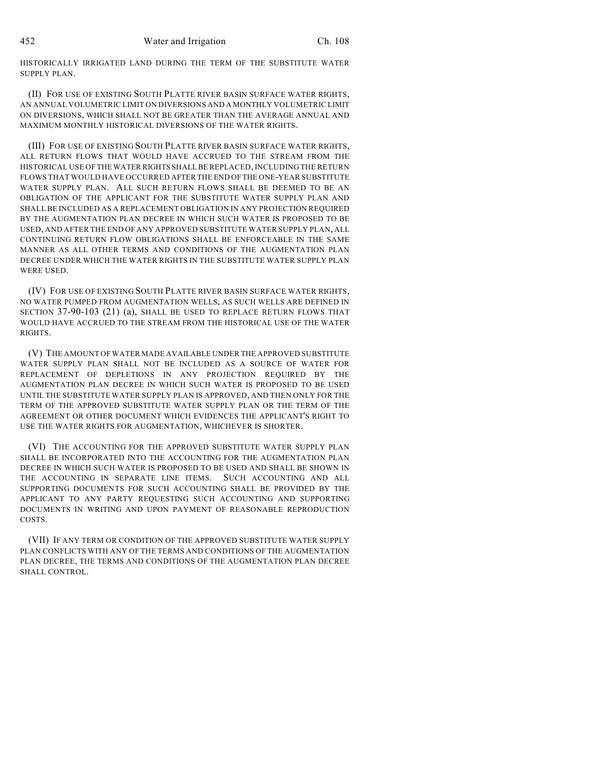HISTORICALLY IRRIGATED LAND DURING THE TERM OF THE SUBSTITUTE WATER SUPPLY PLAN.

(II) FOR USE OF EXISTING SOUTH PLATTE RIVER BASIN SURFACE WATER RIGHTS, AN ANNUAL VOLUMETRIC LIMIT ON DIVERSIONS AND A MONTHLY VOLUMETRIC LIMIT ON DIVERSIONS, WHICH SHALL NOT BE GREATER THAN THE AVERAGE ANNUAL AND MAXIMUM MONTHLY HISTORICAL DIVERSIONS OF THE WATER RIGHTS.

(III) FOR USE OF EXISTING SOUTH PLATTE RIVER BASIN SURFACE WATER RIGHTS, ALL RETURN FLOWS THAT WOULD HAVE ACCRUED TO THE STREAM FROM THE HISTORICAL USE OF THE WATER RIGHTS SHALL BE REPLACED, INCLUDING THE RETURN FLOWS THAT WOULD HAVE OCCURRED AFTER THE END OF THE ONE-YEAR SUBSTITUTE WATER SUPPLY PLAN. ALL SUCH RETURN FLOWS SHALL BE DEEMED TO BE AN OBLIGATION OF THE APPLICANT FOR THE SUBSTITUTE WATER SUPPLY PLAN AND SHALL BE INCLUDED AS A REPLACEMENT OBLIGATION IN ANY PROJECTION REQUIRED BY THE AUGMENTATION PLAN DECREE IN WHICH SUCH WATER IS PROPOSED TO BE USED, AND AFTER THE END OF ANY APPROVED SUBSTITUTE WATER SUPPLY PLAN, ALL CONTINUING RETURN FLOW OBLIGATIONS SHALL BE ENFORCEABLE IN THE SAME MANNER AS ALL OTHER TERMS AND CONDITIONS OF THE AUGMENTATION PLAN DECREE UNDER WHICH THE WATER RIGHTS IN THE SUBSTITUTE WATER SUPPLY PLAN WERE USED.

(IV) FOR USE OF EXISTING SOUTH PLATTE RIVER BASIN SURFACE WATER RIGHTS, NO WATER PUMPED FROM AUGMENTATION WELLS, AS SUCH WELLS ARE DEFINED IN SECTION 37-90-103 (21) (a), SHALL BE USED TO REPLACE RETURN FLOWS THAT WOULD HAVE ACCRUED TO THE STREAM FROM THE HISTORICAL USE OF THE WATER RIGHTS.

(V) THE AMOUNT OF WATER MADE AVAILABLE UNDER THE APPROVED SUBSTITUTE WATER SUPPLY PLAN SHALL NOT BE INCLUDED AS A SOURCE OF WATER FOR REPLACEMENT OF DEPLETIONS IN ANY PROJECTION REQUIRED BY THE AUGMENTATION PLAN DECREE IN WHICH SUCH WATER IS PROPOSED TO BE USED UNTIL THE SUBSTITUTE WATER SUPPLY PLAN IS APPROVED, AND THEN ONLY FOR THE TERM OF THE APPROVED SUBSTITUTE WATER SUPPLY PLAN OR THE TERM OF THE AGREEMENT OR OTHER DOCUMENT WHICH EVIDENCES THE APPLICANT'S RIGHT TO USE THE WATER RIGHTS FOR AUGMENTATION, WHICHEVER IS SHORTER.

(VI) THE ACCOUNTING FOR THE APPROVED SUBSTITUTE WATER SUPPLY PLAN SHALL BE INCORPORATED INTO THE ACCOUNTING FOR THE AUGMENTATION PLAN DECREE IN WHICH SUCH WATER IS PROPOSED TO BE USED AND SHALL BE SHOWN IN THE ACCOUNTING IN SEPARATE LINE ITEMS. SUCH ACCOUNTING AND ALL SUPPORTING DOCUMENTS FOR SUCH ACCOUNTING SHALL BE PROVIDED BY THE APPLICANT TO ANY PARTY REQUESTING SUCH ACCOUNTING AND SUPPORTING DOCUMENTS IN WRITING AND UPON PAYMENT OF REASONABLE REPRODUCTION COSTS.

(VII) IF ANY TERM OR CONDITION OF THE APPROVED SUBSTITUTE WATER SUPPLY PLAN CONFLICTS WITH ANY OF THE TERMS AND CONDITIONS OF THE AUGMENTATION PLAN DECREE, THE TERMS AND CONDITIONS OF THE AUGMENTATION PLAN DECREE SHALL CONTROL.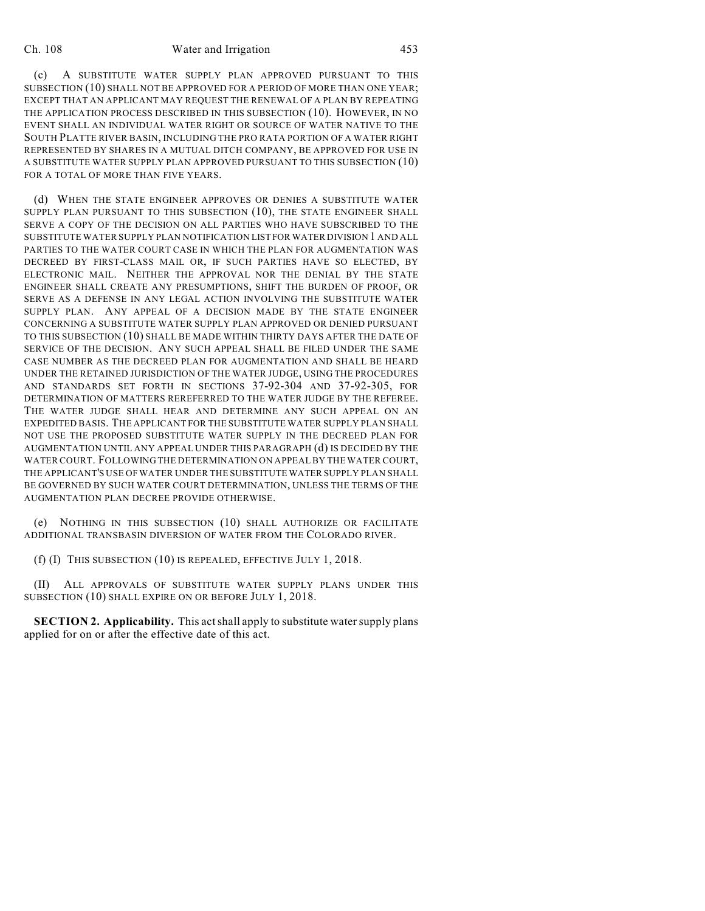(c) A SUBSTITUTE WATER SUPPLY PLAN APPROVED PURSUANT TO THIS SUBSECTION (10) SHALL NOT BE APPROVED FOR A PERIOD OF MORE THAN ONE YEAR; EXCEPT THAT AN APPLICANT MAY REQUEST THE RENEWAL OF A PLAN BY REPEATING THE APPLICATION PROCESS DESCRIBED IN THIS SUBSECTION (10). HOWEVER, IN NO EVENT SHALL AN INDIVIDUAL WATER RIGHT OR SOURCE OF WATER NATIVE TO THE SOUTH PLATTE RIVER BASIN, INCLUDING THE PRO RATA PORTION OF A WATER RIGHT REPRESENTED BY SHARES IN A MUTUAL DITCH COMPANY, BE APPROVED FOR USE IN A SUBSTITUTE WATER SUPPLY PLAN APPROVED PURSUANT TO THIS SUBSECTION (10) FOR A TOTAL OF MORE THAN FIVE YEARS.

(d) WHEN THE STATE ENGINEER APPROVES OR DENIES A SUBSTITUTE WATER SUPPLY PLAN PURSUANT TO THIS SUBSECTION (10), THE STATE ENGINEER SHALL SERVE A COPY OF THE DECISION ON ALL PARTIES WHO HAVE SUBSCRIBED TO THE SUBSTITUTE WATER SUPPLY PLAN NOTIFICATION LIST FOR WATER DIVISION 1 AND ALL PARTIES TO THE WATER COURT CASE IN WHICH THE PLAN FOR AUGMENTATION WAS DECREED BY FIRST-CLASS MAIL OR, IF SUCH PARTIES HAVE SO ELECTED, BY ELECTRONIC MAIL. NEITHER THE APPROVAL NOR THE DENIAL BY THE STATE ENGINEER SHALL CREATE ANY PRESUMPTIONS, SHIFT THE BURDEN OF PROOF, OR SERVE AS A DEFENSE IN ANY LEGAL ACTION INVOLVING THE SUBSTITUTE WATER SUPPLY PLAN. ANY APPEAL OF A DECISION MADE BY THE STATE ENGINEER CONCERNING A SUBSTITUTE WATER SUPPLY PLAN APPROVED OR DENIED PURSUANT TO THIS SUBSECTION (10) SHALL BE MADE WITHIN THIRTY DAYS AFTER THE DATE OF SERVICE OF THE DECISION. ANY SUCH APPEAL SHALL BE FILED UNDER THE SAME CASE NUMBER AS THE DECREED PLAN FOR AUGMENTATION AND SHALL BE HEARD UNDER THE RETAINED JURISDICTION OF THE WATER JUDGE, USING THE PROCEDURES AND STANDARDS SET FORTH IN SECTIONS 37-92-304 AND 37-92-305, FOR DETERMINATION OF MATTERS REREFERRED TO THE WATER JUDGE BY THE REFEREE. THE WATER JUDGE SHALL HEAR AND DETERMINE ANY SUCH APPEAL ON AN EXPEDITED BASIS. THE APPLICANT FOR THE SUBSTITUTE WATER SUPPLY PLAN SHALL NOT USE THE PROPOSED SUBSTITUTE WATER SUPPLY IN THE DECREED PLAN FOR AUGMENTATION UNTIL ANY APPEAL UNDER THIS PARAGRAPH (d) IS DECIDED BY THE WATER COURT. FOLLOWING THE DETERMINATION ON APPEAL BY THE WATER COURT, THE APPLICANT'S USE OF WATER UNDER THE SUBSTITUTE WATER SUPPLY PLAN SHALL BE GOVERNED BY SUCH WATER COURT DETERMINATION, UNLESS THE TERMS OF THE AUGMENTATION PLAN DECREE PROVIDE OTHERWISE.

(e) NOTHING IN THIS SUBSECTION (10) SHALL AUTHORIZE OR FACILITATE ADDITIONAL TRANSBASIN DIVERSION OF WATER FROM THE COLORADO RIVER.

(f) (I) THIS SUBSECTION (10) IS REPEALED, EFFECTIVE JULY 1, 2018.

(II) ALL APPROVALS OF SUBSTITUTE WATER SUPPLY PLANS UNDER THIS SUBSECTION (10) SHALL EXPIRE ON OR BEFORE JULY 1, 2018.

**SECTION 2. Applicability.** This act shall apply to substitute water supply plans applied for on or after the effective date of this act.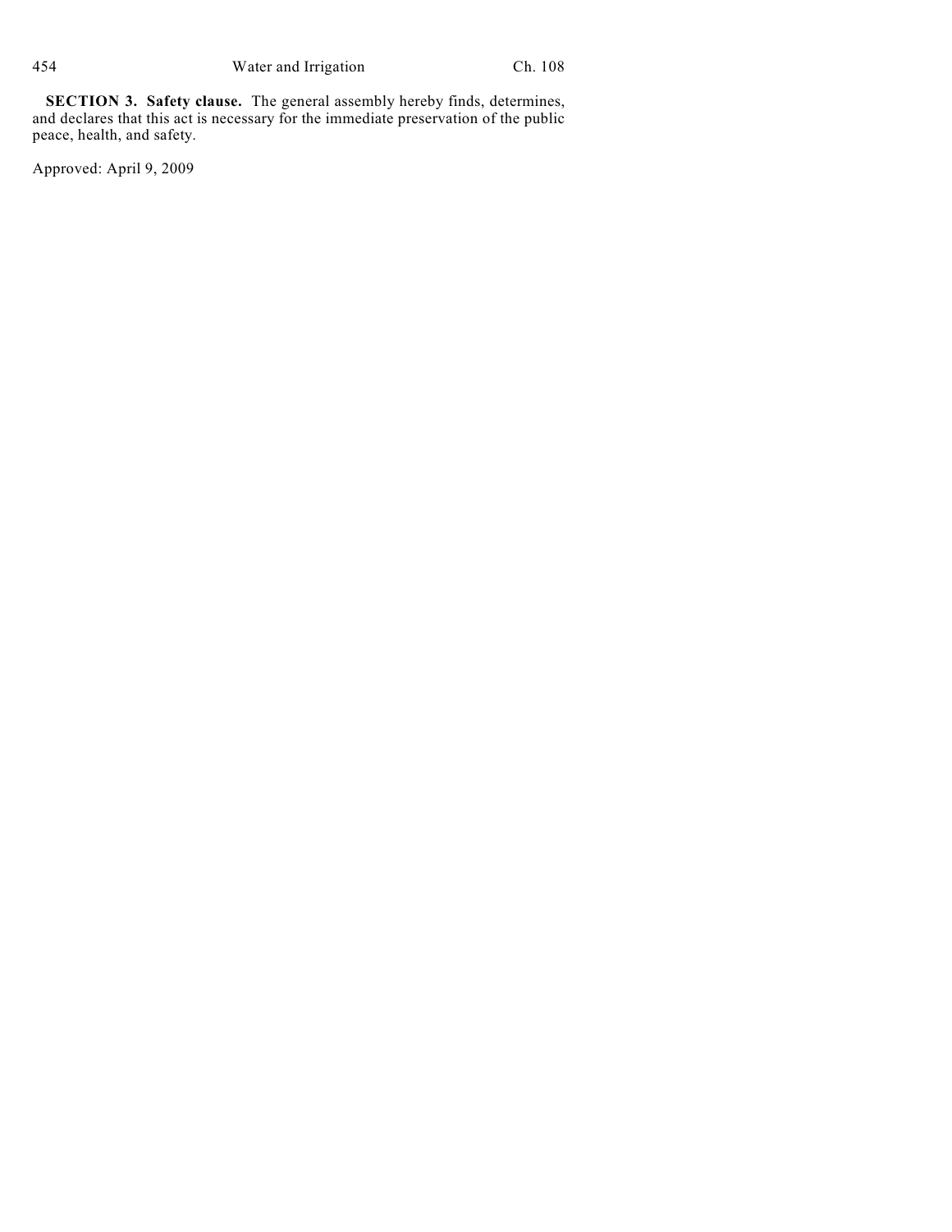**SECTION 3. Safety clause.** The general assembly hereby finds, determines, and declares that this act is necessary for the immediate preservation of the public peace, health, and safety.

Approved: April 9, 2009